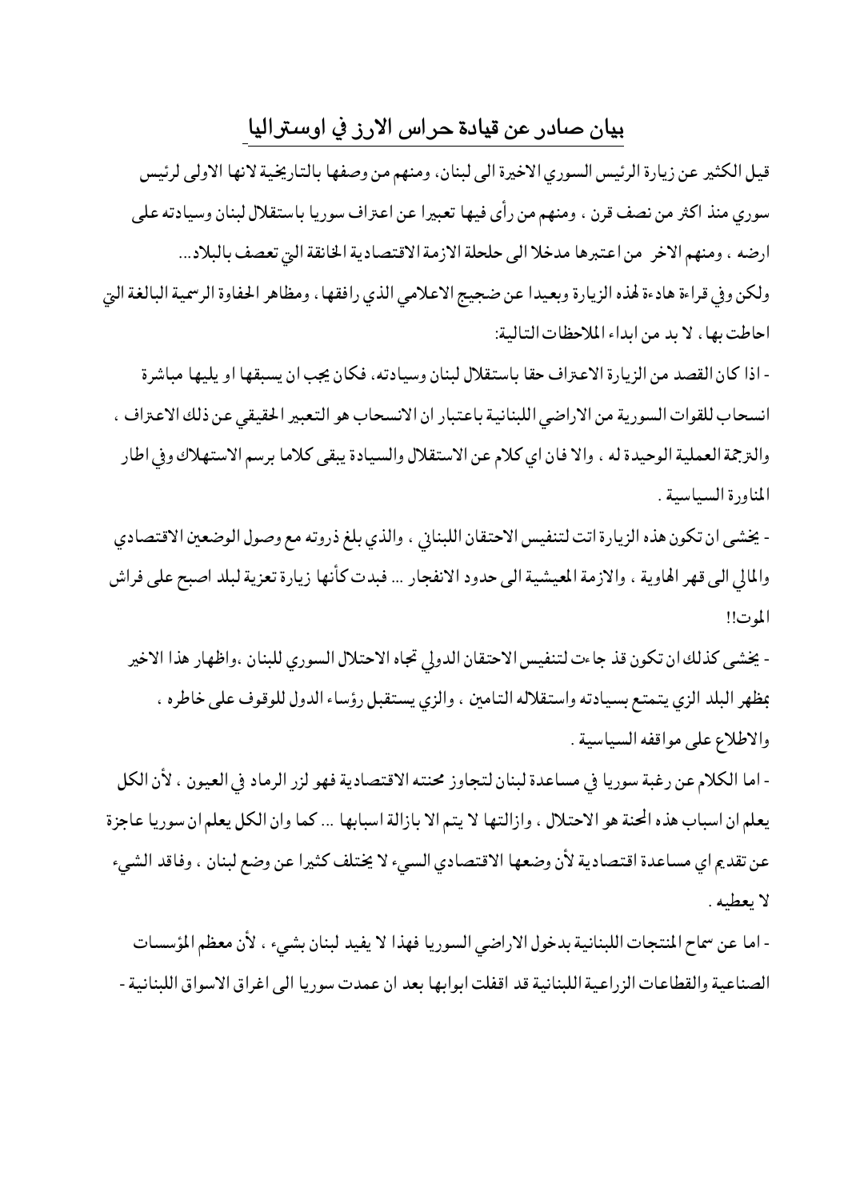## بيان صادر عن قيادة حراس الارز في اوستراليا

قيل الكثير عن زيارة الرئيس السوري الاخيرة الى لبنان، ومنهم من وصفها بالتاريخية لانها الاولى لرئيس سوري منذ اكثر من نصف قرن ، ومنهم من رأى فيها تعبيرا عن اعتراف سوريا باستقلال لبنان وسيادته على ارضه ، ومنهم الاخر من اعتبرها مدخلا الى حلحلة الازمة الاقتصادية الخانقة التي تعصف بالبلاد...

ولكن وفي قراءة هادءة لهذه الزيارة وبعيدا عن ضجيج الاعلامي الذي رافقها ، ومظاهر الحفاوة الرسمية البالغة التي احاطت بها ، لا بد من ابداء الملاحظات التالية:

- اذا كان القصد من الزيارة الاعتراف حقا باستقلال لبنان وسيادته، فكان يجب ان يسبقها او يليها مباشرة انسحاب للقوات السورية من الاراضي اللبنانية باعتبار ان الانسحاب هو التعبير الحقيقي عن ذلك الاعتراف ، والترجمة العملية الوحيدة له ، والا فان اي كلام عن الاستقلال والسيادة يبقى كلاما برسم الاستهلاك وفي اطار المناورة السياسية .

- يخشى ان تكون هذه الزيارة اتت لتنفيس الاحتقان اللبناني ، والذي بلغ ذروته مع وصول الوضعين الاقتصادي والمالي الى قهر الهاوية ، والازمة المعيشية الى حدود الانفجار ... فبدت كأنها زيارة تعزية لبلد اصبح على فراش الموت!!

- يخشى كذلك ان تكون قد جاءت لتنفيس الاحتقان الدولي تجاه الاحتلال السوري للبنان ،واظهار هذا الاخير بمظهر البلد الزي يتمتع بسيادته واستقلاله التامين ، والزي يستقبل رؤساء الدول للوقوف على خاطره ، والاطلاع على مواقفه السياسية .

- اما الكلام عن رغبة سوريا في مساعدة لبنان لتجاوز محنته الاقتصادية فهو لزر الرماد في العيون ، لأن الكل يعلم ان اسباب هذه المحنة هو الاحتلال ، وازالتها لا يتم الا بازالة اسبابها ... كما وان الكل يعلم ان سوريا عاجزة عن تقديم اي مساعدة اقتصادية لأن وضعها الاقتصادي السيء لا يختلف كثيرا عن وضع لبنان ، وفاقد الشيء لا يعطيه .

- اما عن سماح المنتجات اللبنانية بدخول الاراضي السوريا فهذا لا يفيد لبنان بشيء ، لأن معظم المؤسسات الصناعية والقطاعات الزراعية اللبنانية قد اقفلت ابوابها بعد ان عمدت سوريا الى اغراق الاسواق اللبنانية -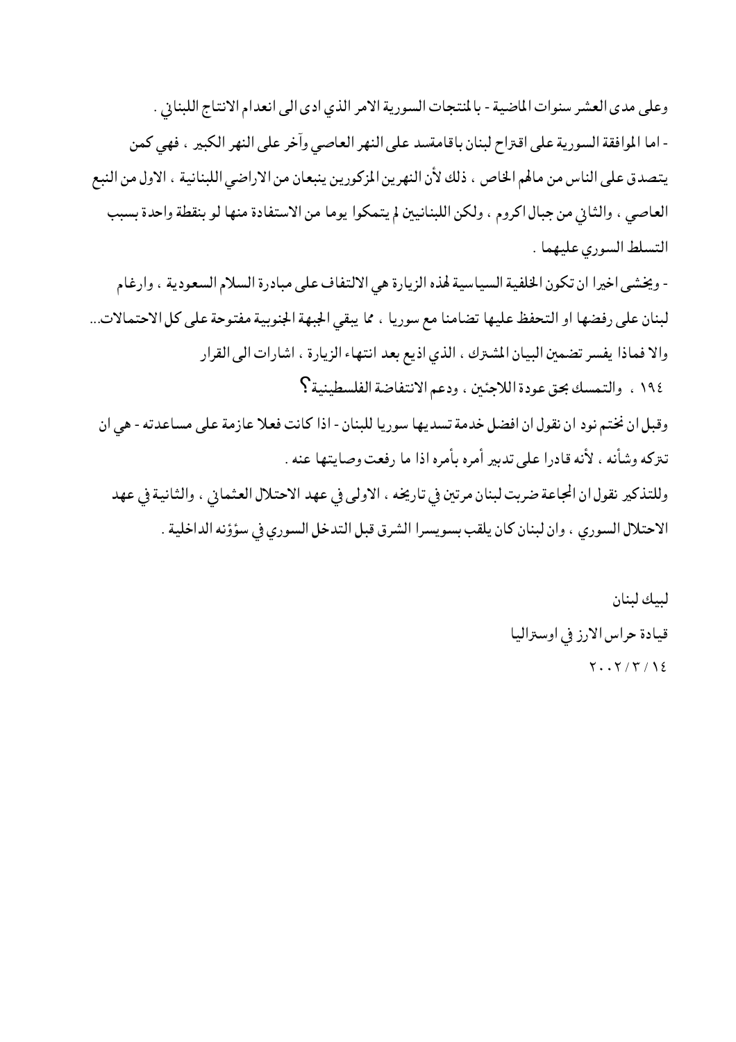وعلى مدى العشر سنوات الماضية - بالمنتجات السورية الامر الذي ادى الى انعدام الانتاج اللبناني .

- اما الموافقة السورية على اقتراح لبنان باقامقسد على النهر العاصي وآخر على النهر الكبير ، فهي كمن يتصدق على الناس من مالهم الخاص ، ذلك لأن النهرين المزكورين ينبعان من الاراضي اللبنانية ، الاول من النبع العاصي ، والثاني من جبال اكروم ، ولكن اللبنانيين لم يتمكوا يوما من الاستفادة منها لو بنقطة واحدة بسبب التسلط السوري عليهما .

- ويخشى اخيرا ان تكون الخلفية السياسية لهذه الزيارة هي الالتفاف على مبادرة السلام السعودية ، وارغام لبنان على رفضها او التحفظ عليها تضامنا مع سوريا ، مما يبقي الجبهة الجنوبية مفتوحة على كل الاحتمالات... والا فماذا يفسر تضمين البيان المشترك ، الذي اذيع بعد انتهاء الزيارة ، اشارات الى القرار ١٩٤ ، والتمسك بحق عودة اللاجئين ، ودعم الانتفاضة الفلسطينية؟

وقبل ان نختم نود ان نقول ان افضل خدمة تسديها سوريا للبنان - اذا كانت فعلا عازمة على مساعدته - هي ان تتركه وشأنه ، لأنه قادرا على تدبير أمره بأمره اذا ما رفعت وصايتها عنه .

وللتذكير نقول ان المجاعة ضربت لبنان مرتين في تاريخه ، الاولى في عهد الاحتلال العثماني ، والثانية في عهد الاحتلال السوري ، وان لبنان كان يلقب بسويسرا الشرق قبل التدخل السوري في سؤؤنه الداخلية .

لبيك لبنان

قيادة حراس الارز في اوستراليا

٢٠٠٢/٣/١٤